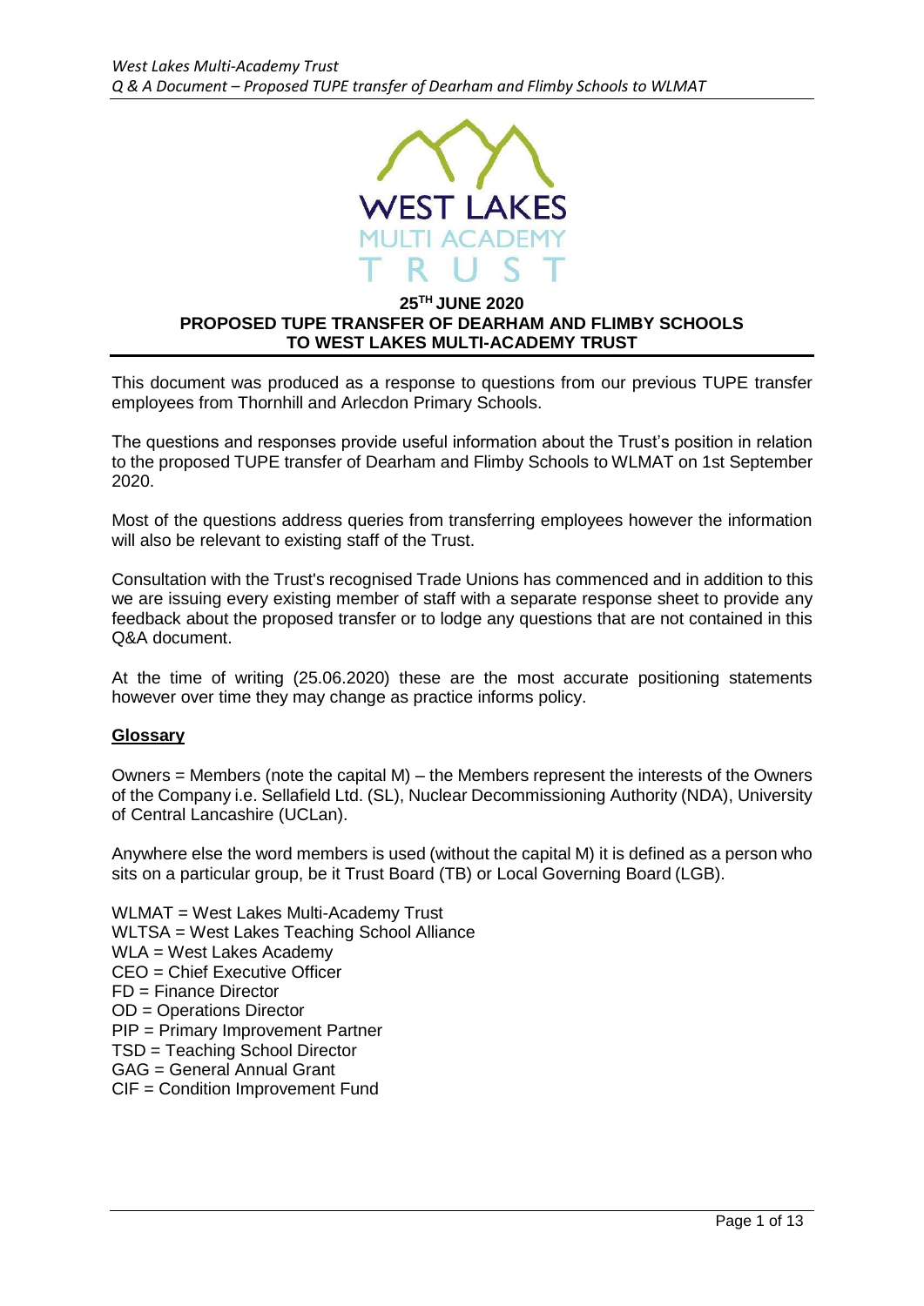# 25TH JUNE 2020
# PROPOSED TUPE TRANSFER OF DEARHAM AND FLIMBY SCHOOLS TO WEST LAKES MULTI-ACADEMY TRUST

This document was produced as a response to questions from our previous TUPE transfer employees from Thornhill and Arlecdon Primary Schools.

The questions and responses provide useful information about the Trust's position in relation to the proposed TUPE transfer of Dearham and Flimby Schools to WLMAT on 1st September 2020.

Most of the questions address queries from transferring employees however the information will also be relevant to existing staff of the Trust.

Consultation with the Trust's recognised Trade Unions has commenced and in addition to this we are issuing every existing member of staff with a separate response sheet to provide any feedback about the proposed transfer or to lodge any questions that are not contained in this Q&A document.

At the time of writing (25.06.2020) these are the most accurate positioning statements however over time they may change as practice informs policy.

## Glossary

Owners = Members (note the capital M) – the Members represent the interests of the Owners of the Company i.e. Sellafield Ltd. (SL), Nuclear Decommissioning Authority (NDA), University of Central Lancashire (UCLan).

Anywhere else the word members is used (without the capital M) it is defined as a person who sits on a particular group, be it Trust Board (TB) or Local Governing Board (LGB).

WLMAT = West Lakes Multi-Academy Trust
WLTSA = West Lakes Teaching School Alliance
WLA = West Lakes Academy
CEO = Chief Executive Officer
FD = Finance Director
OD = Operations Director
PIP = Primary Improvement Partner
TSD = Teaching School Director
GAG = General Annual Grant
CIF = Condition Improvement Fund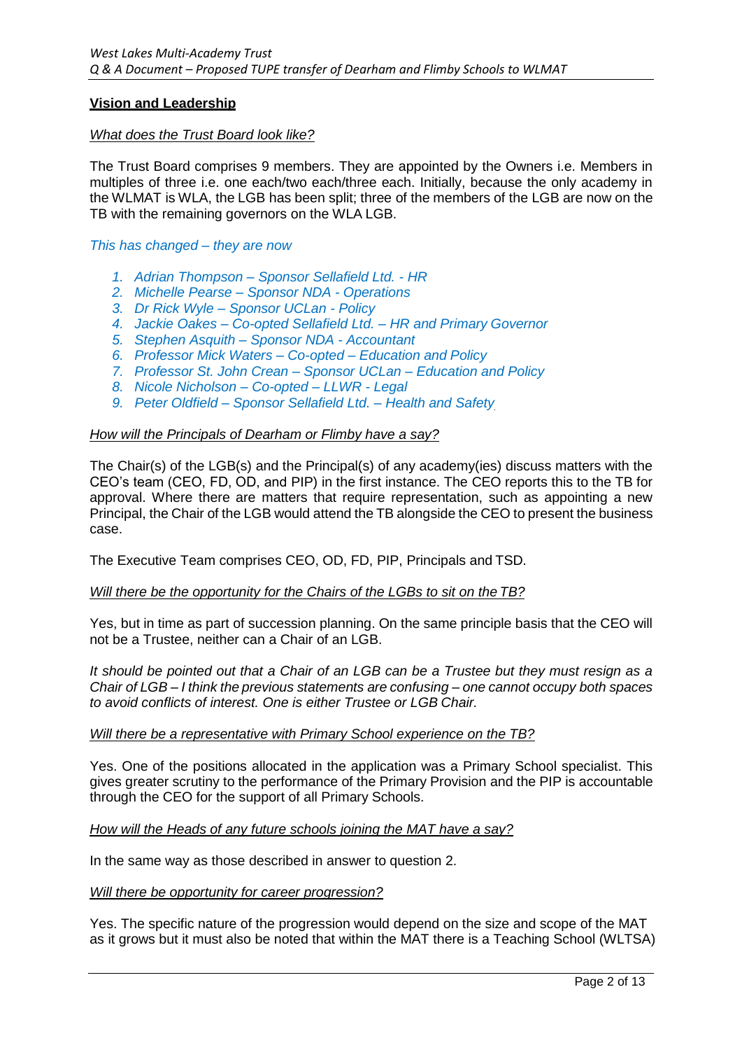## Vision and Leadership

*What does the Trust Board look like?*

The Trust Board comprises 9 members. They are appointed by the Owners i.e. Members in multiples of three i.e. one each/two each/three each. Initially, because the only academy in the WLMAT is WLA, the LGB has been split; three of the members of the LGB are now on the TB with the remaining governors on the WLA LGB.

*This has changed – they are now*

1. *Adrian Thompson – Sponsor Sellafield Ltd. - HR*
2. *Michelle Pearse – Sponsor NDA - Operations*
3. *Dr Rick Wyle – Sponsor UCLan - Policy*
4. *Jackie Oakes – Co-opted Sellafield Ltd. – HR and Primary Governor*
5. *Stephen Asquith – Sponsor NDA - Accountant*
6. *Professor Mick Waters – Co-opted – Education and Policy*
7. *Professor St. John Crean – Sponsor UCLan – Education and Policy*
8. *Nicole Nicholson – Co-opted – LLWR - Legal*
9. *Peter Oldfield – Sponsor Sellafield Ltd. – Health and Safety*

*How will the Principals of Dearham or Flimby have a say?*

The Chair(s) of the LGB(s) and the Principal(s) of any academy(ies) discuss matters with the CEO's team (CEO, FD, OD, and PIP) in the first instance. The CEO reports this to the TB for approval. Where there are matters that require representation, such as appointing a new Principal, the Chair of the LGB would attend the TB alongside the CEO to present the business case.

The Executive Team comprises CEO, OD, FD, PIP, Principals and TSD.

*Will there be the opportunity for the Chairs of the LGBs to sit on the TB?*

Yes, but in time as part of succession planning. On the same principle basis that the CEO will not be a Trustee, neither can a Chair of an LGB.

*It should be pointed out that a Chair of an LGB can be a Trustee but they must resign as a Chair of LGB – I think the previous statements are confusing – one cannot occupy both spaces to avoid conflicts of interest. One is either Trustee or LGB Chair.*

*Will there be a representative with Primary School experience on the TB?*

Yes. One of the positions allocated in the application was a Primary School specialist. This gives greater scrutiny to the performance of the Primary Provision and the PIP is accountable through the CEO for the support of all Primary Schools.

*How will the Heads of any future schools joining the MAT have a say?*

In the same way as those described in answer to question 2.

*Will there be opportunity for career progression?*

Yes. The specific nature of the progression would depend on the size and scope of the MAT as it grows but it must also be noted that within the MAT there is a Teaching School (WLTSA)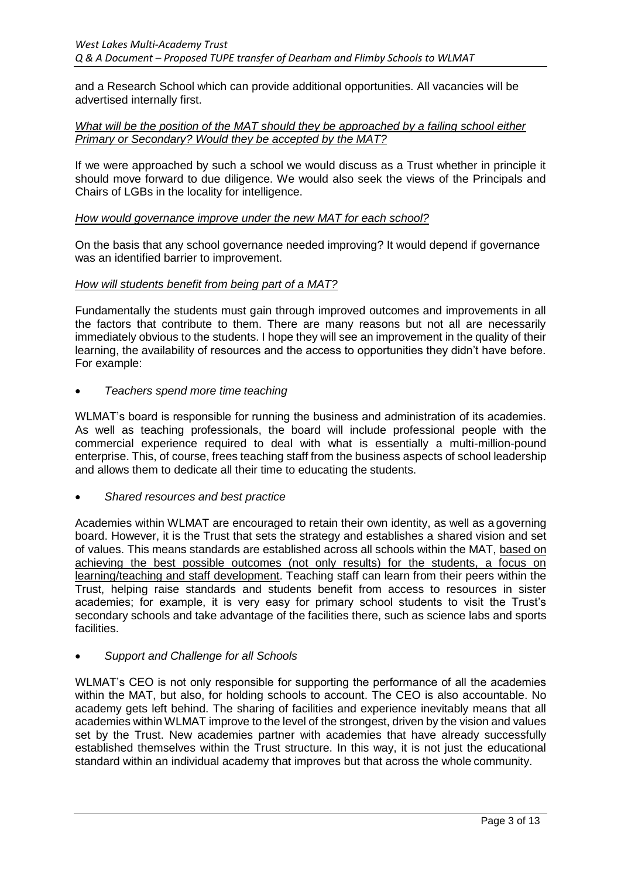and a Research School which can provide additional opportunities. All vacancies will be advertised internally first.

*What will be the position of the MAT should they be approached by a failing school either Primary or Secondary? Would they be accepted by the MAT?*

If we were approached by such a school we would discuss as a Trust whether in principle it should move forward to due diligence. We would also seek the views of the Principals and Chairs of LGBs in the locality for intelligence.

*How would governance improve under the new MAT for each school?*

On the basis that any school governance needed improving? It would depend if governance was an identified barrier to improvement.

*How will students benefit from being part of a MAT?*

Fundamentally the students must gain through improved outcomes and improvements in all the factors that contribute to them. There are many reasons but not all are necessarily immediately obvious to the students. I hope they will see an improvement in the quality of their learning, the availability of resources and the access to opportunities they didn't have before. For example:

- *Teachers spend more time teaching*

WLMAT's board is responsible for running the business and administration of its academies. As well as teaching professionals, the board will include professional people with the commercial experience required to deal with what is essentially a multi-million-pound enterprise. This, of course, frees teaching staff from the business aspects of school leadership and allows them to dedicate all their time to educating the students.

- *Shared resources and best practice*

Academies within WLMAT are encouraged to retain their own identity, as well as a governing board. However, it is the Trust that sets the strategy and establishes a shared vision and set of values. This means standards are established across all schools within the MAT, <u>based on achieving the best possible outcomes (not only results) for the students, a focus on learning/teaching and staff development</u>. Teaching staff can learn from their peers within the Trust, helping raise standards and students benefit from access to resources in sister academies; for example, it is very easy for primary school students to visit the Trust's secondary schools and take advantage of the facilities there, such as science labs and sports facilities.

- *Support and Challenge for all Schools*

WLMAT's CEO is not only responsible for supporting the performance of all the academies within the MAT, but also, for holding schools to account. The CEO is also accountable. No academy gets left behind. The sharing of facilities and experience inevitably means that all academies within WLMAT improve to the level of the strongest, driven by the vision and values set by the Trust. New academies partner with academies that have already successfully established themselves within the Trust structure. In this way, it is not just the educational standard within an individual academy that improves but that across the whole community.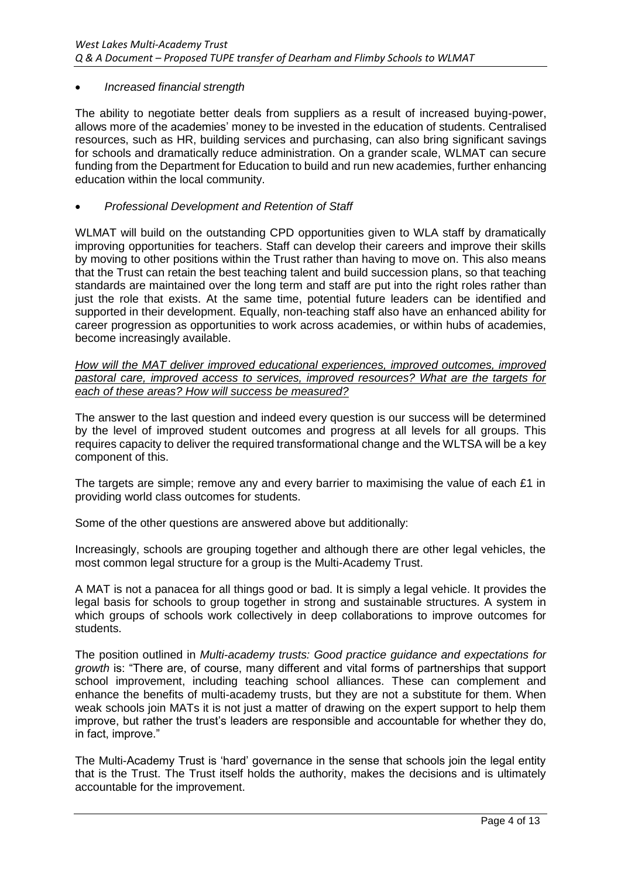- *Increased financial strength*

The ability to negotiate better deals from suppliers as a result of increased buying-power, allows more of the academies' money to be invested in the education of students. Centralised resources, such as HR, building services and purchasing, can also bring significant savings for schools and dramatically reduce administration. On a grander scale, WLMAT can secure funding from the Department for Education to build and run new academies, further enhancing education within the local community.

- *Professional Development and Retention of Staff*

WLMAT will build on the outstanding CPD opportunities given to WLA staff by dramatically improving opportunities for teachers. Staff can develop their careers and improve their skills by moving to other positions within the Trust rather than having to move on. This also means that the Trust can retain the best teaching talent and build succession plans, so that teaching standards are maintained over the long term and staff are put into the right roles rather than just the role that exists. At the same time, potential future leaders can be identified and supported in their development. Equally, non-teaching staff also have an enhanced ability for career progression as opportunities to work across academies, or within hubs of academies, become increasingly available.

*<u>How will the MAT deliver improved educational experiences, improved outcomes, improved pastoral care, improved access to services, improved resources? What are the targets for each of these areas? How will success be measured?</u>*

The answer to the last question and indeed every question is our success will be determined by the level of improved student outcomes and progress at all levels for all groups. This requires capacity to deliver the required transformational change and the WLTSA will be a key component of this.

The targets are simple; remove any and every barrier to maximising the value of each £1 in providing world class outcomes for students.

Some of the other questions are answered above but additionally:

Increasingly, schools are grouping together and although there are other legal vehicles, the most common legal structure for a group is the Multi-Academy Trust.

A MAT is not a panacea for all things good or bad. It is simply a legal vehicle. It provides the legal basis for schools to group together in strong and sustainable structures. A system in which groups of schools work collectively in deep collaborations to improve outcomes for students.

The position outlined in *Multi-academy trusts: Good practice guidance and expectations for growth* is: "There are, of course, many different and vital forms of partnerships that support school improvement, including teaching school alliances. These can complement and enhance the benefits of multi-academy trusts, but they are not a substitute for them. When weak schools join MATs it is not just a matter of drawing on the expert support to help them improve, but rather the trust's leaders are responsible and accountable for whether they do, in fact, improve."

The Multi-Academy Trust is 'hard' governance in the sense that schools join the legal entity that is the Trust. The Trust itself holds the authority, makes the decisions and is ultimately accountable for the improvement.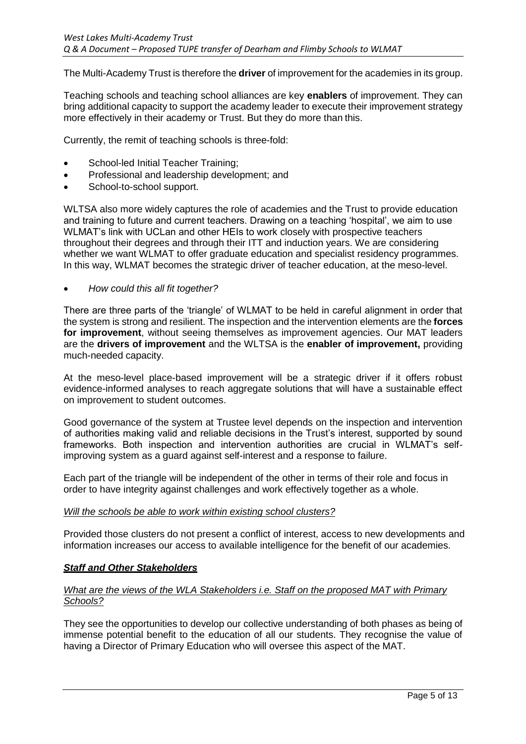The Multi-Academy Trust is therefore the **driver** of improvement for the academies in its group.

Teaching schools and teaching school alliances are key **enablers** of improvement. They can bring additional capacity to support the academy leader to execute their improvement strategy more effectively in their academy or Trust. But they do more than this.

Currently, the remit of teaching schools is three-fold:

- School-led Initial Teacher Training;
- Professional and leadership development; and
- School-to-school support.

WLTSA also more widely captures the role of academies and the Trust to provide education and training to future and current teachers. Drawing on a teaching 'hospital', we aim to use WLMAT's link with UCLan and other HEIs to work closely with prospective teachers throughout their degrees and through their ITT and induction years. We are considering whether we want WLMAT to offer graduate education and specialist residency programmes. In this way, WLMAT becomes the strategic driver of teacher education, at the meso-level.

- *How could this all fit together?*

There are three parts of the 'triangle' of WLMAT to be held in careful alignment in order that the system is strong and resilient. The inspection and the intervention elements are the **forces for improvement**, without seeing themselves as improvement agencies. Our MAT leaders are the **drivers of improvement** and the WLTSA is the **enabler of improvement,** providing much-needed capacity.

At the meso-level place-based improvement will be a strategic driver if it offers robust evidence-informed analyses to reach aggregate solutions that will have a sustainable effect on improvement to student outcomes.

Good governance of the system at Trustee level depends on the inspection and intervention of authorities making valid and reliable decisions in the Trust's interest, supported by sound frameworks. Both inspection and intervention authorities are crucial in WLMAT's self-improving system as a guard against self-interest and a response to failure.

Each part of the triangle will be independent of the other in terms of their role and focus in order to have integrity against challenges and work effectively together as a whole.

*Will the schools be able to work within existing school clusters?*

Provided those clusters do not present a conflict of interest, access to new developments and information increases our access to available intelligence for the benefit of our academies.

### ***Staff and Other Stakeholders***

*What are the views of the WLA Stakeholders i.e. Staff on the proposed MAT with Primary Schools?*

They see the opportunities to develop our collective understanding of both phases as being of immense potential benefit to the education of all our students. They recognise the value of having a Director of Primary Education who will oversee this aspect of the MAT.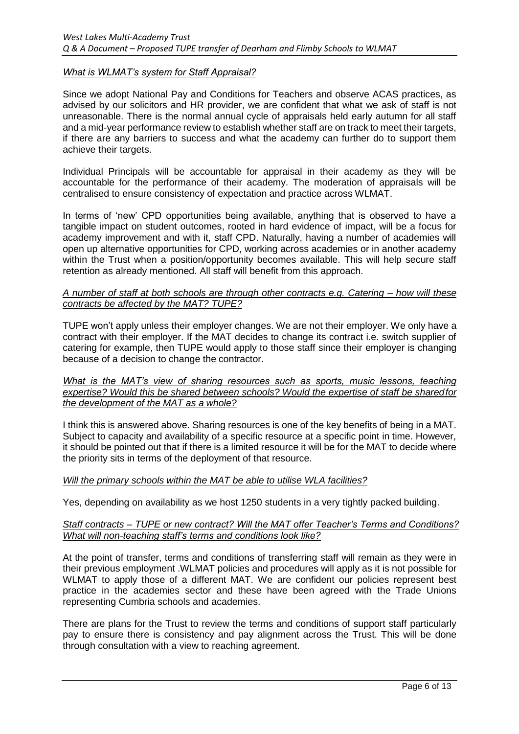*What is WLMAT's system for Staff Appraisal?*

Since we adopt National Pay and Conditions for Teachers and observe ACAS practices, as advised by our solicitors and HR provider, we are confident that what we ask of staff is not unreasonable. There is the normal annual cycle of appraisals held early autumn for all staff and a mid-year performance review to establish whether staff are on track to meet their targets, if there are any barriers to success and what the academy can further do to support them achieve their targets.

Individual Principals will be accountable for appraisal in their academy as they will be accountable for the performance of their academy. The moderation of appraisals will be centralised to ensure consistency of expectation and practice across WLMAT.

In terms of 'new' CPD opportunities being available, anything that is observed to have a tangible impact on student outcomes, rooted in hard evidence of impact, will be a focus for academy improvement and with it, staff CPD. Naturally, having a number of academies will open up alternative opportunities for CPD, working across academies or in another academy within the Trust when a position/opportunity becomes available. This will help secure staff retention as already mentioned. All staff will benefit from this approach.

*A number of staff at both schools are through other contracts e.g. Catering – how will these contracts be affected by the MAT? TUPE?*

TUPE won't apply unless their employer changes. We are not their employer. We only have a contract with their employer. If the MAT decides to change its contract i.e. switch supplier of catering for example, then TUPE would apply to those staff since their employer is changing because of a decision to change the contractor.

*What is the MAT's view of sharing resources such as sports, music lessons, teaching expertise? Would this be shared between schools? Would the expertise of staff be shared for the development of the MAT as a whole?*

I think this is answered above. Sharing resources is one of the key benefits of being in a MAT. Subject to capacity and availability of a specific resource at a specific point in time. However, it should be pointed out that if there is a limited resource it will be for the MAT to decide where the priority sits in terms of the deployment of that resource.

*Will the primary schools within the MAT be able to utilise WLA facilities?*

Yes, depending on availability as we host 1250 students in a very tightly packed building.

*Staff contracts – TUPE or new contract? Will the MAT offer Teacher's Terms and Conditions? What will non-teaching staff's terms and conditions look like?*

At the point of transfer, terms and conditions of transferring staff will remain as they were in their previous employment .WLMAT policies and procedures will apply as it is not possible for WLMAT to apply those of a different MAT. We are confident our policies represent best practice in the academies sector and these have been agreed with the Trade Unions representing Cumbria schools and academies.

There are plans for the Trust to review the terms and conditions of support staff particularly pay to ensure there is consistency and pay alignment across the Trust. This will be done through consultation with a view to reaching agreement.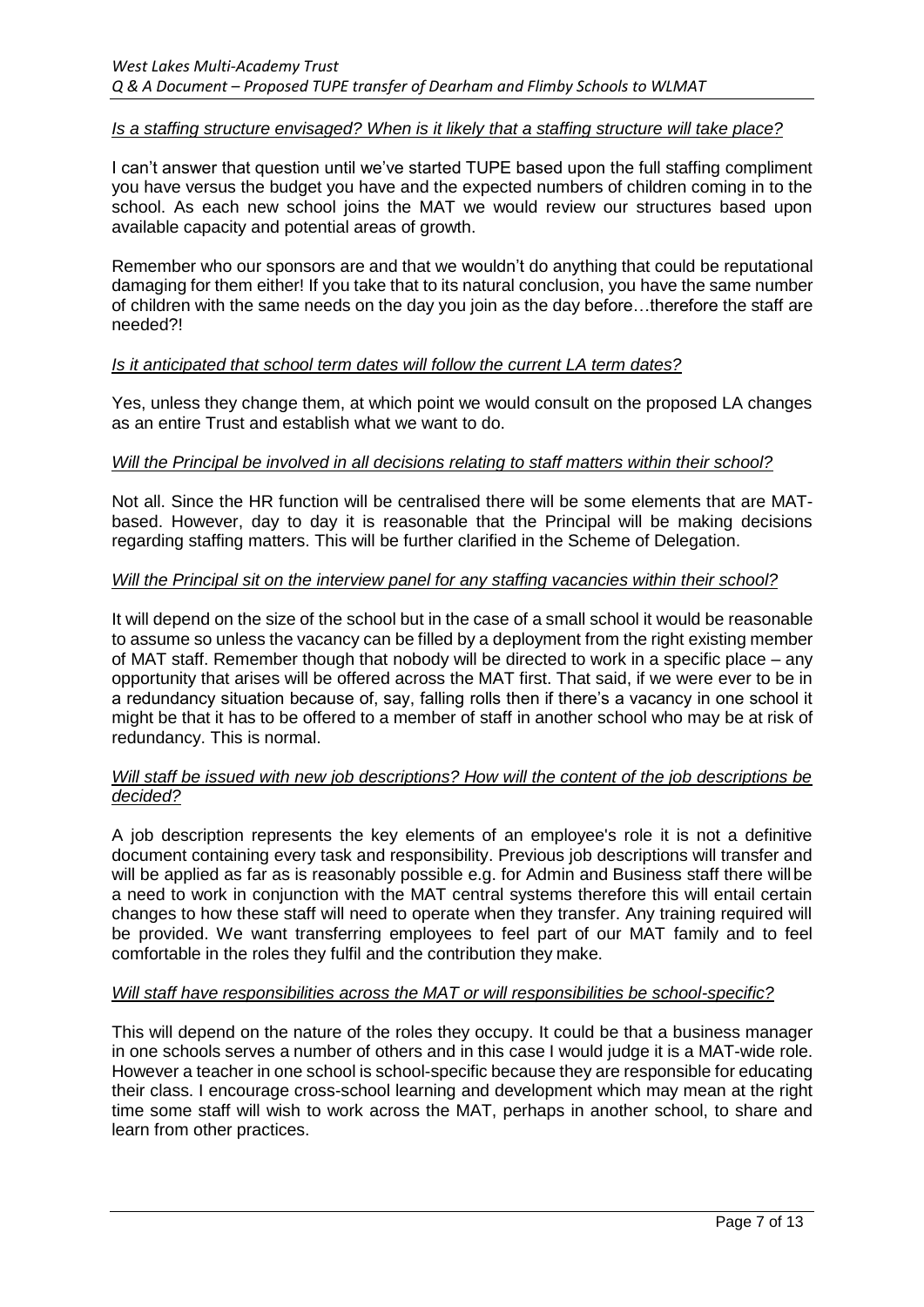*Is a staffing structure envisaged? When is it likely that a staffing structure will take place?*

I can't answer that question until we've started TUPE based upon the full staffing compliment you have versus the budget you have and the expected numbers of children coming in to the school. As each new school joins the MAT we would review our structures based upon available capacity and potential areas of growth.

Remember who our sponsors are and that we wouldn't do anything that could be reputational damaging for them either! If you take that to its natural conclusion, you have the same number of children with the same needs on the day you join as the day before…therefore the staff are needed?!

*Is it anticipated that school term dates will follow the current LA term dates?*

Yes, unless they change them, at which point we would consult on the proposed LA changes as an entire Trust and establish what we want to do.

*Will the Principal be involved in all decisions relating to staff matters within their school?*

Not all. Since the HR function will be centralised there will be some elements that are MAT-based. However, day to day it is reasonable that the Principal will be making decisions regarding staffing matters. This will be further clarified in the Scheme of Delegation.

*Will the Principal sit on the interview panel for any staffing vacancies within their school?*

It will depend on the size of the school but in the case of a small school it would be reasonable to assume so unless the vacancy can be filled by a deployment from the right existing member of MAT staff. Remember though that nobody will be directed to work in a specific place – any opportunity that arises will be offered across the MAT first. That said, if we were ever to be in a redundancy situation because of, say, falling rolls then if there's a vacancy in one school it might be that it has to be offered to a member of staff in another school who may be at risk of redundancy. This is normal.

*Will staff be issued with new job descriptions? How will the content of the job descriptions be decided?*

A job description represents the key elements of an employee's role it is not a definitive document containing every task and responsibility. Previous job descriptions will transfer and will be applied as far as is reasonably possible e.g. for Admin and Business staff there will be a need to work in conjunction with the MAT central systems therefore this will entail certain changes to how these staff will need to operate when they transfer. Any training required will be provided. We want transferring employees to feel part of our MAT family and to feel comfortable in the roles they fulfil and the contribution they make.

*Will staff have responsibilities across the MAT or will responsibilities be school-specific?*

This will depend on the nature of the roles they occupy. It could be that a business manager in one schools serves a number of others and in this case I would judge it is a MAT-wide role. However a teacher in one school is school-specific because they are responsible for educating their class. I encourage cross-school learning and development which may mean at the right time some staff will wish to work across the MAT, perhaps in another school, to share and learn from other practices.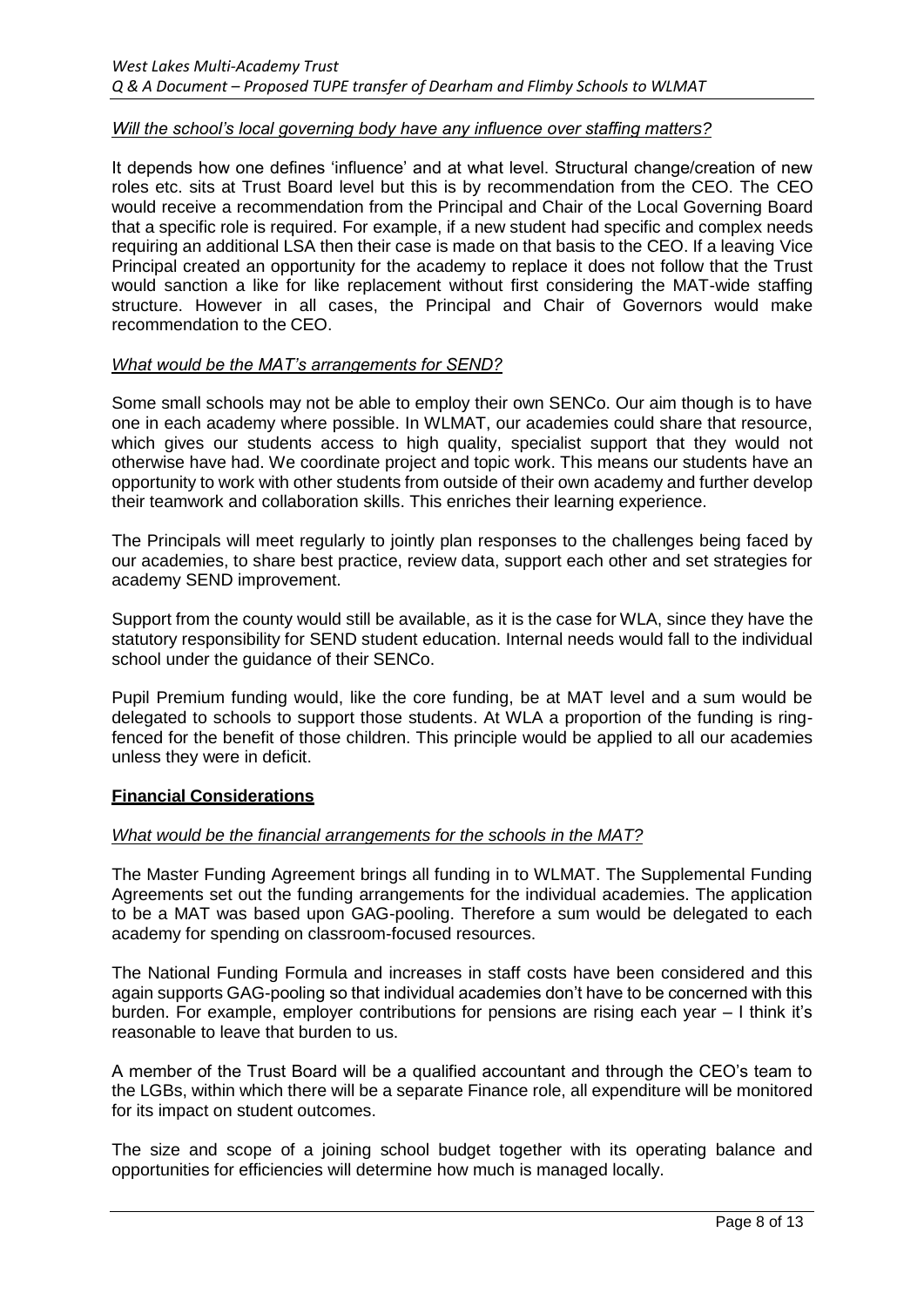*Will the school's local governing body have any influence over staffing matters?*

It depends how one defines 'influence' and at what level. Structural change/creation of new roles etc. sits at Trust Board level but this is by recommendation from the CEO. The CEO would receive a recommendation from the Principal and Chair of the Local Governing Board that a specific role is required. For example, if a new student had specific and complex needs requiring an additional LSA then their case is made on that basis to the CEO. If a leaving Vice Principal created an opportunity for the academy to replace it does not follow that the Trust would sanction a like for like replacement without first considering the MAT-wide staffing structure. However in all cases, the Principal and Chair of Governors would make recommendation to the CEO.

*What would be the MAT's arrangements for SEND?*

Some small schools may not be able to employ their own SENCo. Our aim though is to have one in each academy where possible. In WLMAT, our academies could share that resource, which gives our students access to high quality, specialist support that they would not otherwise have had. We coordinate project and topic work. This means our students have an opportunity to work with other students from outside of their own academy and further develop their teamwork and collaboration skills. This enriches their learning experience.

The Principals will meet regularly to jointly plan responses to the challenges being faced by our academies, to share best practice, review data, support each other and set strategies for academy SEND improvement.

Support from the county would still be available, as it is the case for WLA, since they have the statutory responsibility for SEND student education. Internal needs would fall to the individual school under the guidance of their SENCo.

Pupil Premium funding would, like the core funding, be at MAT level and a sum would be delegated to schools to support those students. At WLA a proportion of the funding is ring-fenced for the benefit of those children. This principle would be applied to all our academies unless they were in deficit.

## Financial Considerations

*What would be the financial arrangements for the schools in the MAT?*

The Master Funding Agreement brings all funding in to WLMAT. The Supplemental Funding Agreements set out the funding arrangements for the individual academies. The application to be a MAT was based upon GAG-pooling. Therefore a sum would be delegated to each academy for spending on classroom-focused resources.

The National Funding Formula and increases in staff costs have been considered and this again supports GAG-pooling so that individual academies don't have to be concerned with this burden. For example, employer contributions for pensions are rising each year – I think it's reasonable to leave that burden to us.

A member of the Trust Board will be a qualified accountant and through the CEO's team to the LGBs, within which there will be a separate Finance role, all expenditure will be monitored for its impact on student outcomes.

The size and scope of a joining school budget together with its operating balance and opportunities for efficiencies will determine how much is managed locally.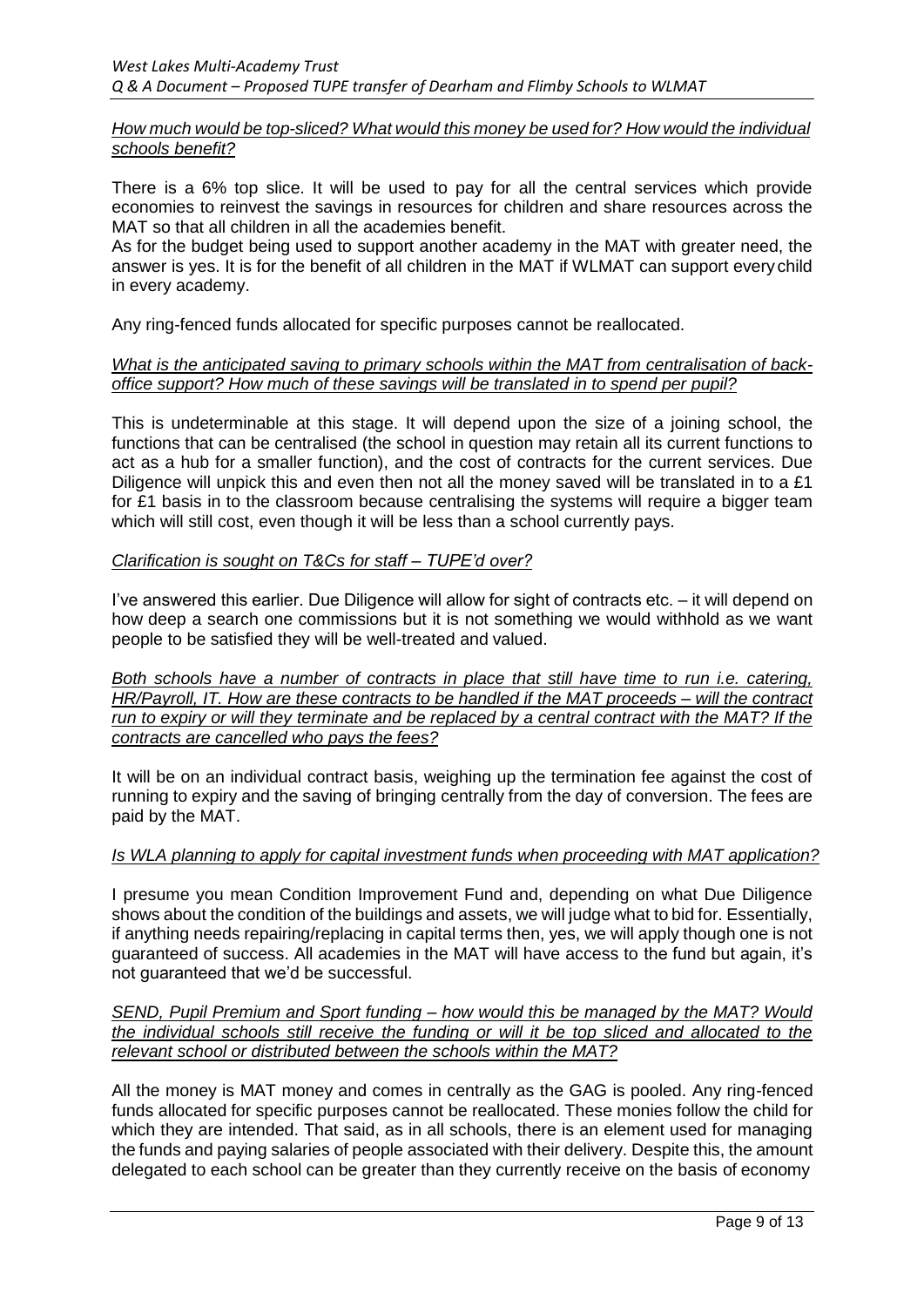*How much would be top-sliced? What would this money be used for? How would the individual schools benefit?*

There is a 6% top slice. It will be used to pay for all the central services which provide economies to reinvest the savings in resources for children and share resources across the MAT so that all children in all the academies benefit.
As for the budget being used to support another academy in the MAT with greater need, the answer is yes. It is for the benefit of all children in the MAT if WLMAT can support every child in every academy.

Any ring-fenced funds allocated for specific purposes cannot be reallocated.

*What is the anticipated saving to primary schools within the MAT from centralisation of back-office support? How much of these savings will be translated in to spend per pupil?*

This is undeterminable at this stage. It will depend upon the size of a joining school, the functions that can be centralised (the school in question may retain all its current functions to act as a hub for a smaller function), and the cost of contracts for the current services. Due Diligence will unpick this and even then not all the money saved will be translated in to a £1 for £1 basis in to the classroom because centralising the systems will require a bigger team which will still cost, even though it will be less than a school currently pays.

*Clarification is sought on T&Cs for staff – TUPE'd over?*

I've answered this earlier. Due Diligence will allow for sight of contracts etc. – it will depend on how deep a search one commissions but it is not something we would withhold as we want people to be satisfied they will be well-treated and valued.

*Both schools have a number of contracts in place that still have time to run i.e. catering, HR/Payroll, IT. How are these contracts to be handled if the MAT proceeds – will the contract run to expiry or will they terminate and be replaced by a central contract with the MAT? If the contracts are cancelled who pays the fees?*

It will be on an individual contract basis, weighing up the termination fee against the cost of running to expiry and the saving of bringing centrally from the day of conversion. The fees are paid by the MAT.

*Is WLA planning to apply for capital investment funds when proceeding with MAT application?*

I presume you mean Condition Improvement Fund and, depending on what Due Diligence shows about the condition of the buildings and assets, we will judge what to bid for. Essentially, if anything needs repairing/replacing in capital terms then, yes, we will apply though one is not guaranteed of success. All academies in the MAT will have access to the fund but again, it's not guaranteed that we'd be successful.

*SEND, Pupil Premium and Sport funding – how would this be managed by the MAT? Would the individual schools still receive the funding or will it be top sliced and allocated to the relevant school or distributed between the schools within the MAT?*

All the money is MAT money and comes in centrally as the GAG is pooled. Any ring-fenced funds allocated for specific purposes cannot be reallocated. These monies follow the child for which they are intended. That said, as in all schools, there is an element used for managing the funds and paying salaries of people associated with their delivery. Despite this, the amount delegated to each school can be greater than they currently receive on the basis of economy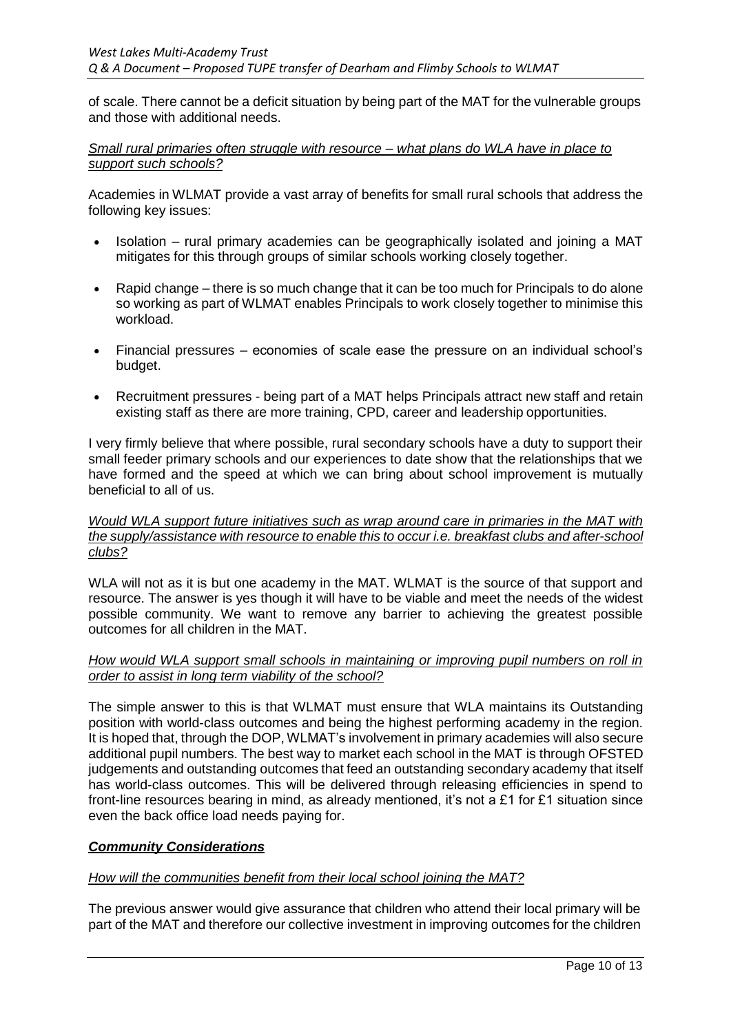of scale. There cannot be a deficit situation by being part of the MAT for the vulnerable groups and those with additional needs.

*Small rural primaries often struggle with resource – what plans do WLA have in place to support such schools?*

Academies in WLMAT provide a vast array of benefits for small rural schools that address the following key issues:

- Isolation – rural primary academies can be geographically isolated and joining a MAT mitigates for this through groups of similar schools working closely together.
- Rapid change – there is so much change that it can be too much for Principals to do alone so working as part of WLMAT enables Principals to work closely together to minimise this workload.
- Financial pressures – economies of scale ease the pressure on an individual school's budget.
- Recruitment pressures - being part of a MAT helps Principals attract new staff and retain existing staff as there are more training, CPD, career and leadership opportunities.

I very firmly believe that where possible, rural secondary schools have a duty to support their small feeder primary schools and our experiences to date show that the relationships that we have formed and the speed at which we can bring about school improvement is mutually beneficial to all of us.

*Would WLA support future initiatives such as wrap around care in primaries in the MAT with the supply/assistance with resource to enable this to occur i.e. breakfast clubs and after-school clubs?*

WLA will not as it is but one academy in the MAT. WLMAT is the source of that support and resource. The answer is yes though it will have to be viable and meet the needs of the widest possible community. We want to remove any barrier to achieving the greatest possible outcomes for all children in the MAT.

*How would WLA support small schools in maintaining or improving pupil numbers on roll in order to assist in long term viability of the school?*

The simple answer to this is that WLMAT must ensure that WLA maintains its Outstanding position with world-class outcomes and being the highest performing academy in the region. It is hoped that, through the DOP, WLMAT's involvement in primary academies will also secure additional pupil numbers. The best way to market each school in the MAT is through OFSTED judgements and outstanding outcomes that feed an outstanding secondary academy that itself has world-class outcomes. This will be delivered through releasing efficiencies in spend to front-line resources bearing in mind, as already mentioned, it's not a £1 for £1 situation since even the back office load needs paying for.

## ***Community Considerations***

*How will the communities benefit from their local school joining the MAT?*

The previous answer would give assurance that children who attend their local primary will be part of the MAT and therefore our collective investment in improving outcomes for the children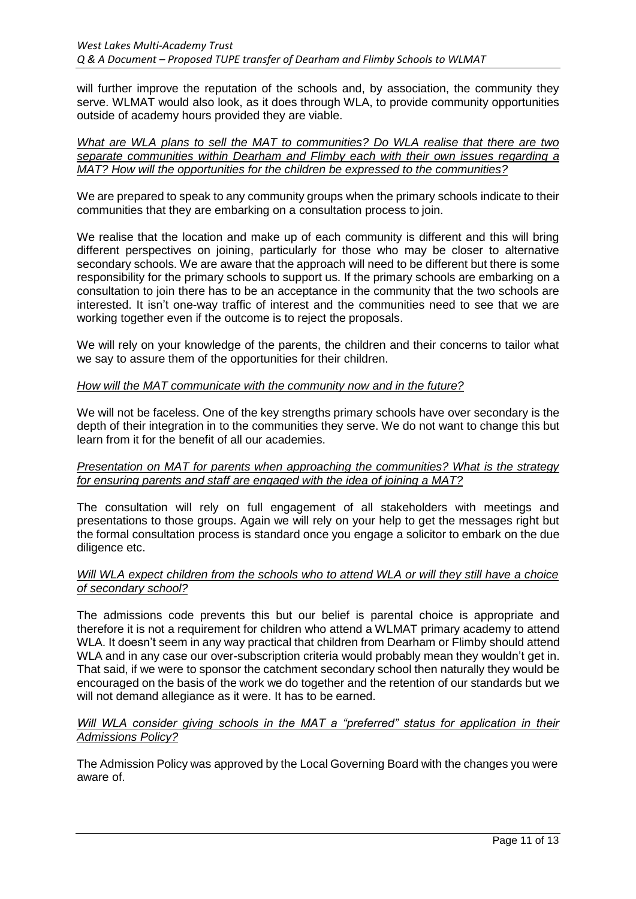will further improve the reputation of the schools and, by association, the community they serve. WLMAT would also look, as it does through WLA, to provide community opportunities outside of academy hours provided they are viable.

*What are WLA plans to sell the MAT to communities? Do WLA realise that there are two separate communities within Dearham and Flimby each with their own issues regarding a MAT? How will the opportunities for the children be expressed to the communities?*

We are prepared to speak to any community groups when the primary schools indicate to their communities that they are embarking on a consultation process to join.

We realise that the location and make up of each community is different and this will bring different perspectives on joining, particularly for those who may be closer to alternative secondary schools. We are aware that the approach will need to be different but there is some responsibility for the primary schools to support us. If the primary schools are embarking on a consultation to join there has to be an acceptance in the community that the two schools are interested. It isn't one-way traffic of interest and the communities need to see that we are working together even if the outcome is to reject the proposals.

We will rely on your knowledge of the parents, the children and their concerns to tailor what we say to assure them of the opportunities for their children.

*How will the MAT communicate with the community now and in the future?*

We will not be faceless. One of the key strengths primary schools have over secondary is the depth of their integration in to the communities they serve. We do not want to change this but learn from it for the benefit of all our academies.

*Presentation on MAT for parents when approaching the communities? What is the strategy for ensuring parents and staff are engaged with the idea of joining a MAT?*

The consultation will rely on full engagement of all stakeholders with meetings and presentations to those groups. Again we will rely on your help to get the messages right but the formal consultation process is standard once you engage a solicitor to embark on the due diligence etc.

*Will WLA expect children from the schools who to attend WLA or will they still have a choice of secondary school?*

The admissions code prevents this but our belief is parental choice is appropriate and therefore it is not a requirement for children who attend a WLMAT primary academy to attend WLA. It doesn't seem in any way practical that children from Dearham or Flimby should attend WLA and in any case our over-subscription criteria would probably mean they wouldn't get in. That said, if we were to sponsor the catchment secondary school then naturally they would be encouraged on the basis of the work we do together and the retention of our standards but we will not demand allegiance as it were. It has to be earned.

*Will WLA consider giving schools in the MAT a "preferred" status for application in their Admissions Policy?*

The Admission Policy was approved by the Local Governing Board with the changes you were aware of.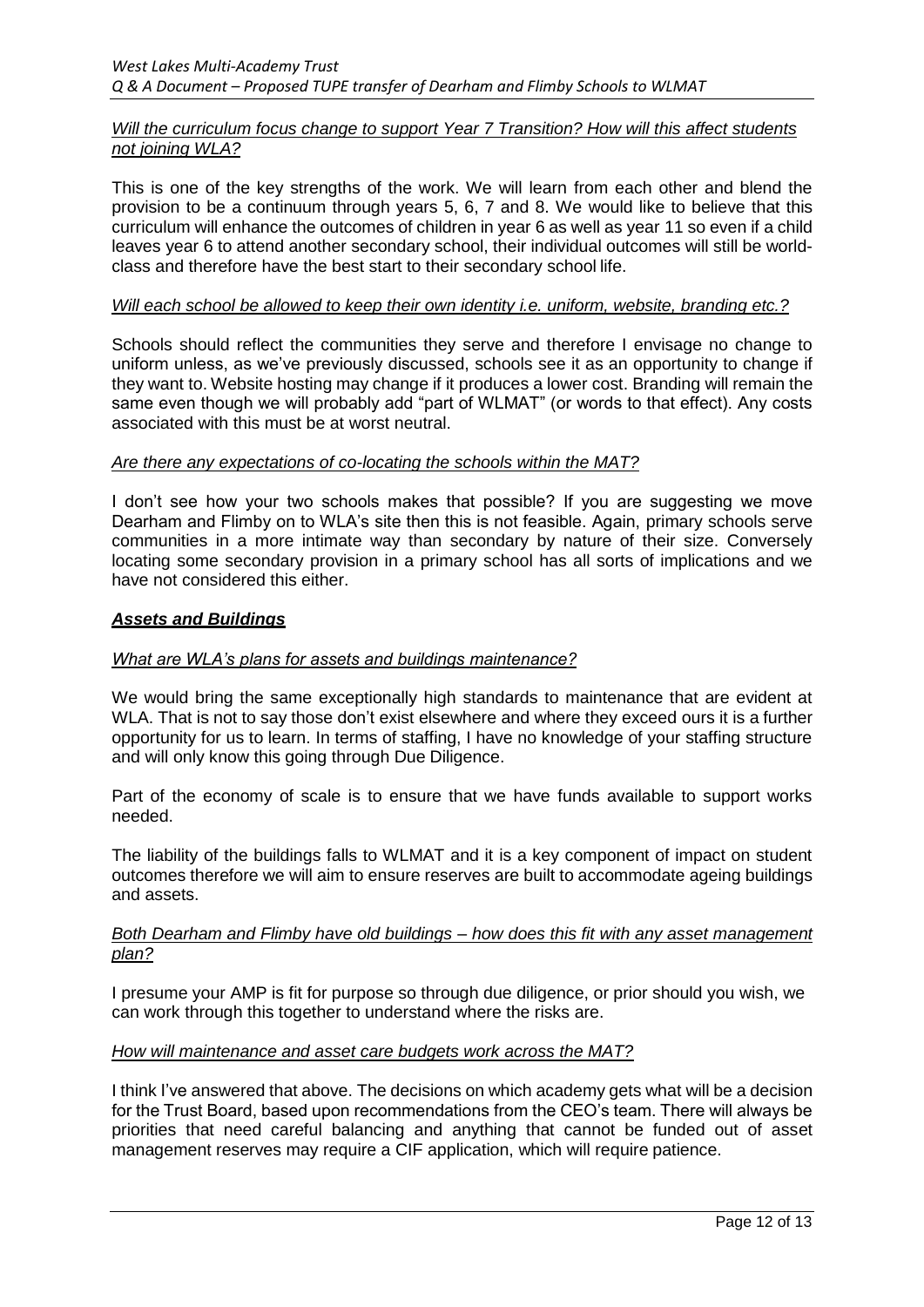*Will the curriculum focus change to support Year 7 Transition? How will this affect students not joining WLA?*

This is one of the key strengths of the work. We will learn from each other and blend the provision to be a continuum through years 5, 6, 7 and 8. We would like to believe that this curriculum will enhance the outcomes of children in year 6 as well as year 11 so even if a child leaves year 6 to attend another secondary school, their individual outcomes will still be world-class and therefore have the best start to their secondary school life.

*Will each school be allowed to keep their own identity i.e. uniform, website, branding etc.?*

Schools should reflect the communities they serve and therefore I envisage no change to uniform unless, as we've previously discussed, schools see it as an opportunity to change if they want to. Website hosting may change if it produces a lower cost. Branding will remain the same even though we will probably add "part of WLMAT" (or words to that effect). Any costs associated with this must be at worst neutral.

*Are there any expectations of co-locating the schools within the MAT?*

I don't see how your two schools makes that possible? If you are suggesting we move Dearham and Flimby on to WLA's site then this is not feasible. Again, primary schools serve communities in a more intimate way than secondary by nature of their size. Conversely locating some secondary provision in a primary school has all sorts of implications and we have not considered this either.

## ***Assets and Buildings***

*What are WLA's plans for assets and buildings maintenance?*

We would bring the same exceptionally high standards to maintenance that are evident at WLA. That is not to say those don't exist elsewhere and where they exceed ours it is a further opportunity for us to learn. In terms of staffing, I have no knowledge of your staffing structure and will only know this going through Due Diligence.

Part of the economy of scale is to ensure that we have funds available to support works needed.

The liability of the buildings falls to WLMAT and it is a key component of impact on student outcomes therefore we will aim to ensure reserves are built to accommodate ageing buildings and assets.

*Both Dearham and Flimby have old buildings – how does this fit with any asset management plan?*

I presume your AMP is fit for purpose so through due diligence, or prior should you wish, we can work through this together to understand where the risks are.

*How will maintenance and asset care budgets work across the MAT?*

I think I've answered that above. The decisions on which academy gets what will be a decision for the Trust Board, based upon recommendations from the CEO's team. There will always be priorities that need careful balancing and anything that cannot be funded out of asset management reserves may require a CIF application, which will require patience.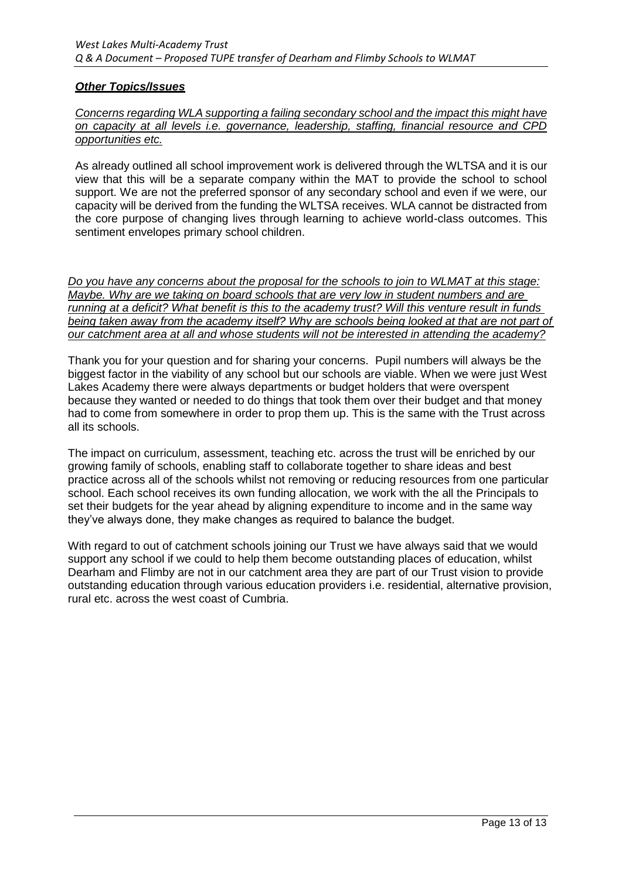## *Other Topics/Issues*

*Concerns regarding WLA supporting a failing secondary school and the impact this might have on capacity at all levels i.e. governance, leadership, staffing, financial resource and CPD opportunities etc.*

As already outlined all school improvement work is delivered through the WLTSA and it is our view that this will be a separate company within the MAT to provide the school to school support. We are not the preferred sponsor of any secondary school and even if we were, our capacity will be derived from the funding the WLTSA receives. WLA cannot be distracted from the core purpose of changing lives through learning to achieve world-class outcomes. This sentiment envelopes primary school children.

*Do you have any concerns about the proposal for the schools to join to WLMAT at this stage: Maybe. Why are we taking on board schools that are very low in student numbers and are running at a deficit? What benefit is this to the academy trust? Will this venture result in funds being taken away from the academy itself? Why are schools being looked at that are not part of our catchment area at all and whose students will not be interested in attending the academy?*

Thank you for your question and for sharing your concerns. Pupil numbers will always be the biggest factor in the viability of any school but our schools are viable. When we were just West Lakes Academy there were always departments or budget holders that were overspent because they wanted or needed to do things that took them over their budget and that money had to come from somewhere in order to prop them up. This is the same with the Trust across all its schools.

The impact on curriculum, assessment, teaching etc. across the trust will be enriched by our growing family of schools, enabling staff to collaborate together to share ideas and best practice across all of the schools whilst not removing or reducing resources from one particular school. Each school receives its own funding allocation, we work with the all the Principals to set their budgets for the year ahead by aligning expenditure to income and in the same way they've always done, they make changes as required to balance the budget.

With regard to out of catchment schools joining our Trust we have always said that we would support any school if we could to help them become outstanding places of education, whilst Dearham and Flimby are not in our catchment area they are part of our Trust vision to provide outstanding education through various education providers i.e. residential, alternative provision, rural etc. across the west coast of Cumbria.